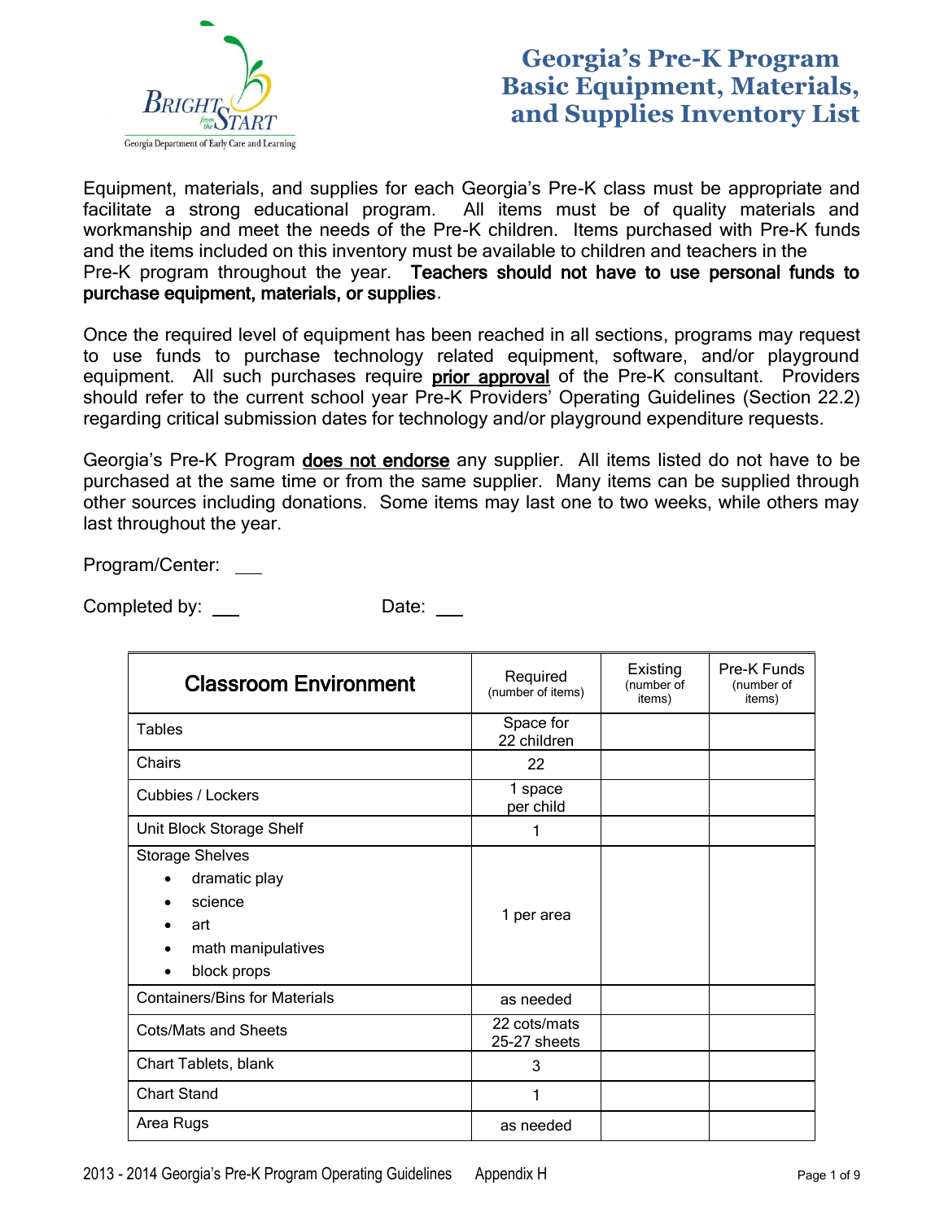# Georgia's Pre-K Program Basic Equipment, Materials, and Supplies Inventory List

Equipment, materials, and supplies for each Georgia's Pre-K class must be appropriate and facilitate a strong educational program. All items must be of quality materials and workmanship and meet the needs of the Pre-K children. Items purchased with Pre-K funds and the items included on this inventory must be available to children and teachers in the Pre-K program throughout the year. **Teachers should not have to use personal funds to purchase equipment, materials, or supplies**.

Once the required level of equipment has been reached in all sections, programs may request to use funds to purchase technology related equipment, software, and/or playground equipment. All such purchases require **prior approval** of the Pre-K consultant. Providers should refer to the current school year Pre-K Providers' Operating Guidelines (Section 22.2) regarding critical submission dates for technology and/or playground expenditure requests.

Georgia's Pre-K Program **does not endorse** any supplier. All items listed do not have to be purchased at the same time or from the same supplier. Many items can be supplied through other sources including donations. Some items may last one to two weeks, while others may last throughout the year.

Program/Center: ___

Completed by: ___ Date: ___

| Classroom Environment | Required (number of items) | Existing (number of items) | Pre-K Funds (number of items) |
|---|---|---|---|
| Tables | Space for 22 children | | |
| Chairs | 22 | | |
| Cubbies / Lockers | 1 space per child | | |
| Unit Block Storage Shelf | 1 | | |
| Storage Shelves<br>• dramatic play<br>• science<br>• art<br>• math manipulatives<br>• block props | 1 per area | | |
| Containers/Bins for Materials | as needed | | |
| Cots/Mats and Sheets | 22 cots/mats<br>25-27 sheets | | |
| Chart Tablets, blank | 3 | | |
| Chart Stand | 1 | | |
| Area Rugs | as needed | | |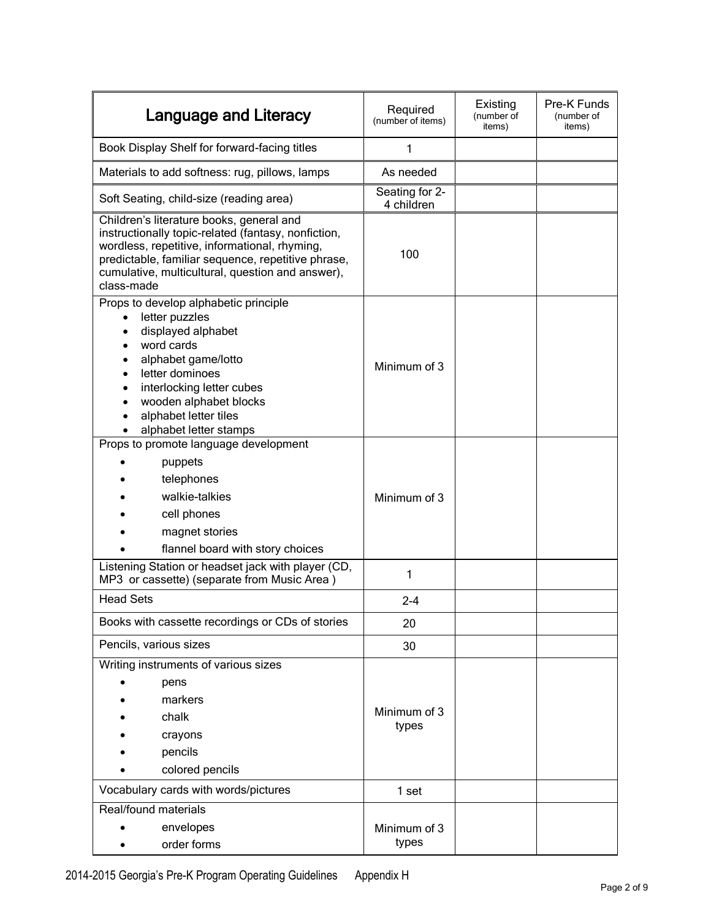| Language and Literacy | Required (number of items) | Existing (number of items) | Pre-K Funds (number of items) |
|---|---|---|---|
| Book Display Shelf for forward-facing titles | 1 | | |
| Materials to add softness: rug, pillows, lamps | As needed | | |
| Soft Seating, child-size (reading area) | Seating for 2-4 children | | |
| Children's literature books, general and instructionally topic-related (fantasy, nonfiction, wordless, repetitive, informational, rhyming, predictable, familiar sequence, repetitive phrase, cumulative, multicultural, question and answer), class-made | 100 | | |
| Props to develop alphabetic principle<br>• letter puzzles<br>• displayed alphabet<br>• word cards<br>• alphabet game/lotto<br>• letter dominoes<br>• interlocking letter cubes<br>• wooden alphabet blocks<br>• alphabet letter tiles<br>• alphabet letter stamps | Minimum of 3 | | |
| Props to promote language development<br>• puppets<br>• telephones<br>• walkie-talkies<br>• cell phones<br>• magnet stories<br>• flannel board with story choices | Minimum of 3 | | |
| Listening Station or headset jack with player (CD, MP3 or cassette) (separate from Music Area ) | 1 | | |
| Head Sets | 2-4 | | |
| Books with cassette recordings or CDs of stories | 20 | | |
| Pencils, various sizes | 30 | | |
| Writing instruments of various sizes<br>• pens<br>• markers<br>• chalk<br>• crayons<br>• pencils<br>• colored pencils | Minimum of 3 types | | |
| Vocabulary cards with words/pictures | 1 set | | |
| Real/found materials<br>• envelopes<br>• order forms | Minimum of 3 types | | |

2014-2015 Georgia's Pre-K Program Operating Guidelines Appendix H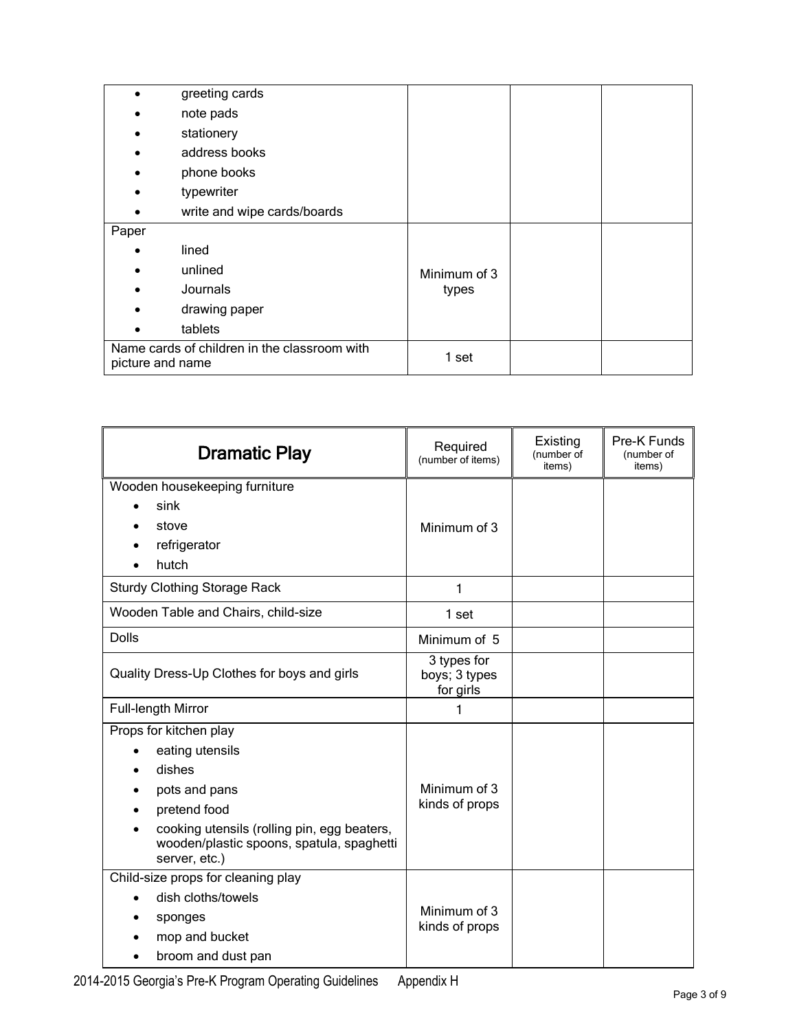| | | | |
|---|---|---|---|
| • greeting cards<br>• note pads<br>• stationery<br>• address books<br>• phone books<br>• typewriter<br>• write and wipe cards/boards | | | |
| Paper<br>• lined<br>• unlined<br>• Journals<br>• drawing paper<br>• tablets | Minimum of 3 types | | |
| Name cards of children in the classroom with picture and name | 1 set | | |

| **Dramatic Play** | Required (number of items) | Existing (number of items) | Pre-K Funds (number of items) |
|---|---|---|---|
| Wooden housekeeping furniture<br>• sink<br>• stove<br>• refrigerator<br>• hutch | Minimum of 3 | | |
| Sturdy Clothing Storage Rack | 1 | | |
| Wooden Table and Chairs, child-size | 1 set | | |
| Dolls | Minimum of 5 | | |
| Quality Dress-Up Clothes for boys and girls | 3 types for boys; 3 types for girls | | |
| Full-length Mirror | 1 | | |
| Props for kitchen play<br>• eating utensils<br>• dishes<br>• pots and pans<br>• pretend food<br>• cooking utensils (rolling pin, egg beaters, wooden/plastic spoons, spatula, spaghetti server, etc.) | Minimum of 3 kinds of props | | |
| Child-size props for cleaning play<br>• dish cloths/towels<br>• sponges<br>• mop and bucket<br>• broom and dust pan | Minimum of 3 kinds of props | | |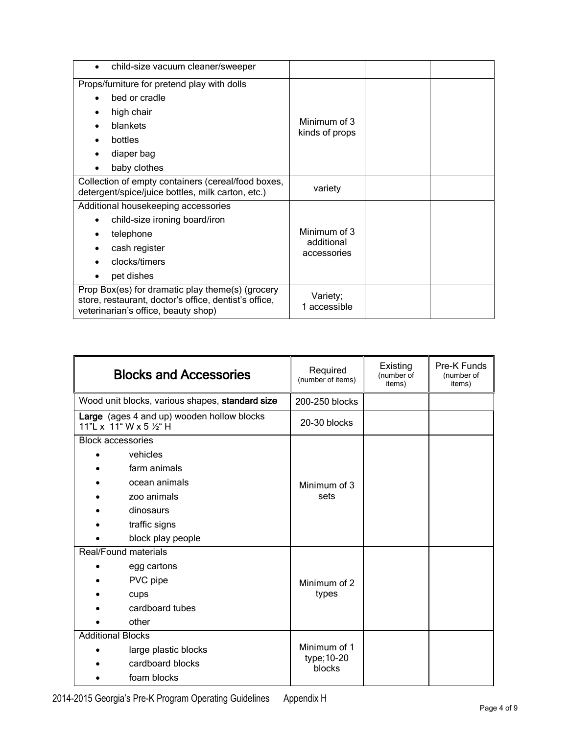| | | | |
|---|---|---|---|
| • child-size vacuum cleaner/sweeper | | | |
| Props/furniture for pretend play with dolls<br>• bed or cradle<br>• high chair<br>• blankets<br>• bottles<br>• diaper bag<br>• baby clothes | Minimum of 3 kinds of props | | |
| Collection of empty containers (cereal/food boxes, detergent/spice/juice bottles, milk carton, etc.) | variety | | |
| Additional housekeeping accessories<br>• child-size ironing board/iron<br>• telephone<br>• cash register<br>• clocks/timers<br>• pet dishes | Minimum of 3 additional accessories | | |
| Prop Box(es) for dramatic play theme(s) (grocery store, restaurant, doctor's office, dentist's office, veterinarian's office, beauty shop) | Variety; 1 accessible | | |

| **Blocks and Accessories** | Required (number of items) | Existing (number of items) | Pre-K Funds (number of items) |
|---|---|---|---|
| Wood unit blocks, various shapes, **standard size** | 200-250 blocks | | |
| **Large** (ages 4 and up) wooden hollow blocks 11"L x 11" W x 5 ½" H | 20-30 blocks | | |
| Block accessories<br>• vehicles<br>• farm animals<br>• ocean animals<br>• zoo animals<br>• dinosaurs<br>• traffic signs<br>• block play people | Minimum of 3 sets | | |
| Real/Found materials<br>• egg cartons<br>• PVC pipe<br>• cups<br>• cardboard tubes<br>• other | Minimum of 2 types | | |
| Additional Blocks<br>• large plastic blocks<br>• cardboard blocks<br>• foam blocks | Minimum of 1 type;10-20 blocks | | |

2014-2015 Georgia's Pre-K Program Operating Guidelines Appendix H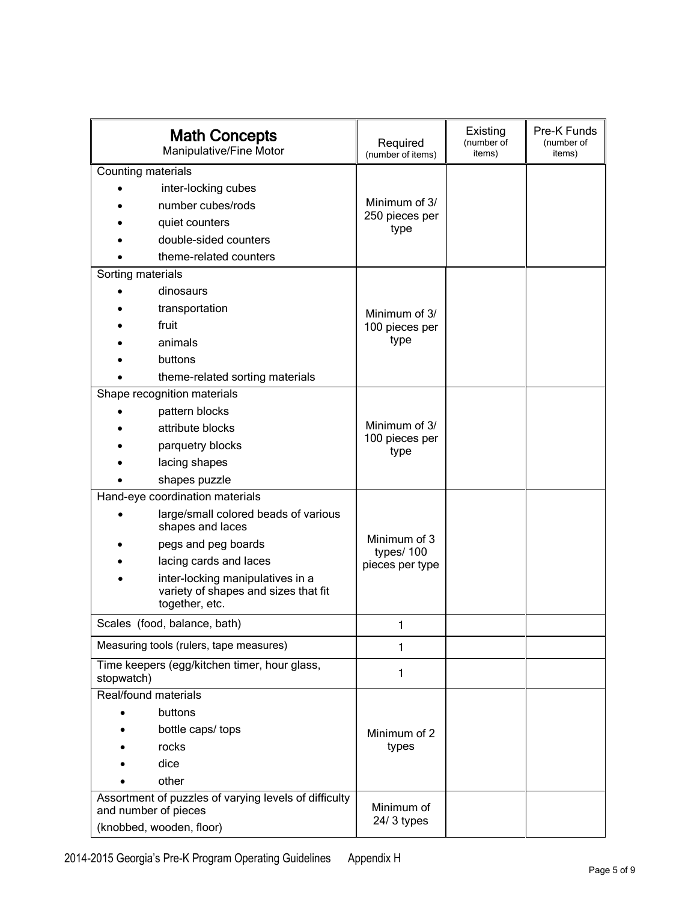| **Math Concepts** Manipulative/Fine Motor | Required (number of items) | Existing (number of items) | Pre-K Funds (number of items) |
|---|---|---|---|
| Counting materials<br>• inter-locking cubes<br>• number cubes/rods<br>• quiet counters<br>• double-sided counters<br>• theme-related counters | Minimum of 3/ 250 pieces per type | | |
| Sorting materials<br>• dinosaurs<br>• transportation<br>• fruit<br>• animals<br>• buttons<br>• theme-related sorting materials | Minimum of 3/ 100 pieces per type | | |
| Shape recognition materials<br>• pattern blocks<br>• attribute blocks<br>• parquetry blocks<br>• lacing shapes<br>• shapes puzzle | Minimum of 3/ 100 pieces per type | | |
| Hand-eye coordination materials<br>• large/small colored beads of various shapes and laces<br>• pegs and peg boards<br>• lacing cards and laces<br>• inter-locking manipulatives in a variety of shapes and sizes that fit together, etc. | Minimum of 3 types/ 100 pieces per type | | |
| Scales (food, balance, bath) | 1 | | |
| Measuring tools (rulers, tape measures) | 1 | | |
| Time keepers (egg/kitchen timer, hour glass, stopwatch) | 1 | | |
| Real/found materials<br>• buttons<br>• bottle caps/ tops<br>• rocks<br>• dice<br>• other | Minimum of 2 types | | |
| Assortment of puzzles of varying levels of difficulty and number of pieces<br>(knobbed, wooden, floor) | Minimum of 24/ 3 types | | |

2014-2015 Georgia's Pre-K Program Operating Guidelines Appendix H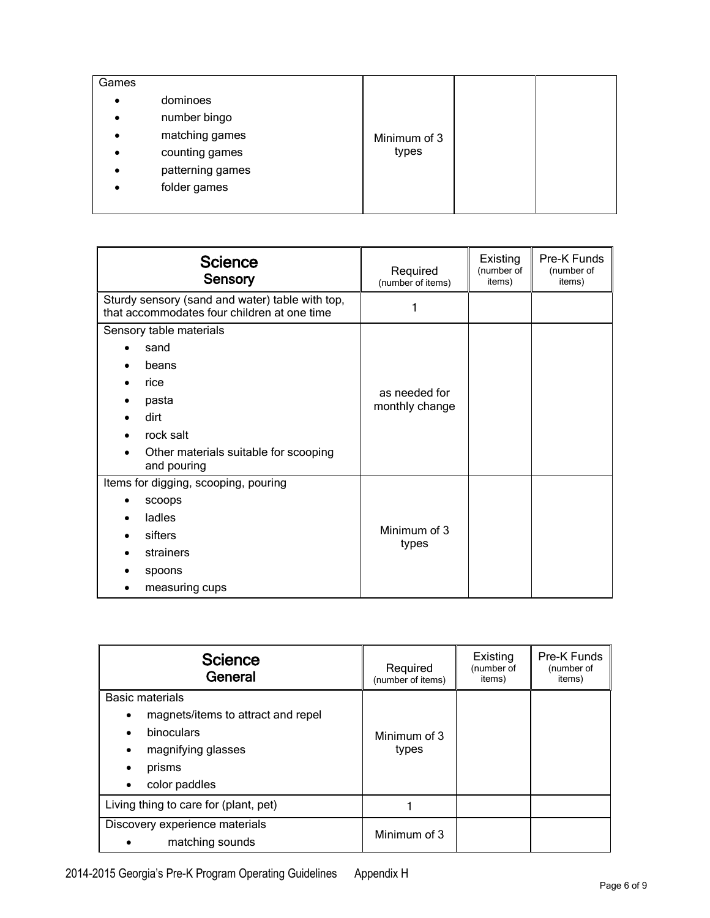| Games | | | |
|---|---|---|---|
| • dominoes<br>• number bingo<br>• matching games<br>• counting games<br>• patterning games<br>• folder games | Minimum of 3 types | | |

| Science<br>Sensory | Required (number of items) | Existing (number of items) | Pre-K Funds (number of items) |
|---|---|---|---|
| Sturdy sensory (sand and water) table with top, that accommodates four children at one time | 1 | | |
| Sensory table materials<br>• sand<br>• beans<br>• rice<br>• pasta<br>• dirt<br>• rock salt<br>• Other materials suitable for scooping and pouring | as needed for monthly change | | |
| Items for digging, scooping, pouring<br>• scoops<br>• ladles<br>• sifters<br>• strainers<br>• spoons<br>• measuring cups | Minimum of 3 types | | |

| Science<br>General | Required (number of items) | Existing (number of items) | Pre-K Funds (number of items) |
|---|---|---|---|
| Basic materials<br>• magnets/items to attract and repel<br>• binoculars<br>• magnifying glasses<br>• prisms<br>• color paddles | Minimum of 3 types | | |
| Living thing to care for (plant, pet) | 1 | | |
| Discovery experience materials<br>• matching sounds | Minimum of 3 | | |

2014-2015 Georgia's Pre-K Program Operating Guidelines Appendix H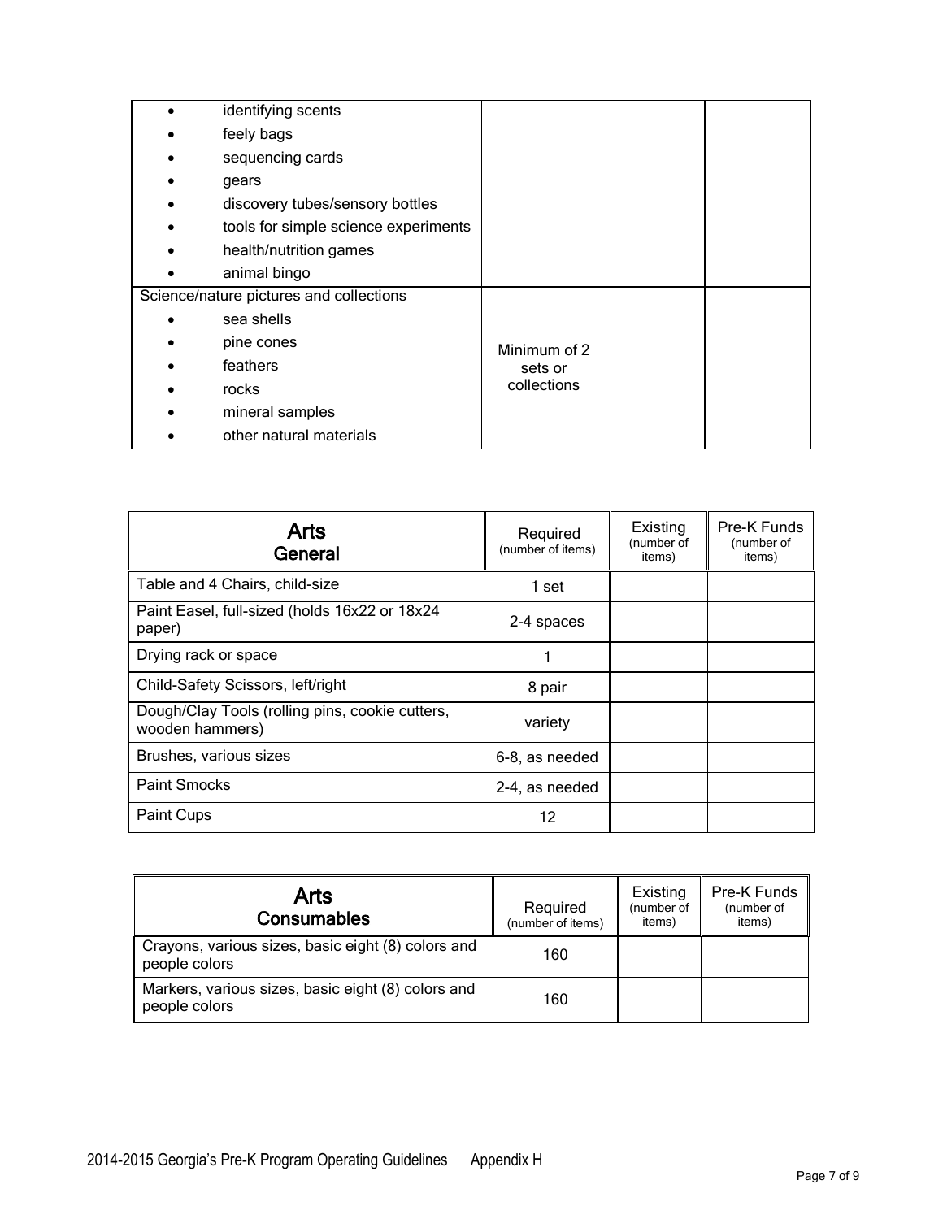| | | | |
|---|---|---|---|
| • identifying scents<br>• feely bags<br>• sequencing cards<br>• gears<br>• discovery tubes/sensory bottles<br>• tools for simple science experiments<br>• health/nutrition games<br>• animal bingo | | | |
| Science/nature pictures and collections<br>• sea shells<br>• pine cones<br>• feathers<br>• rocks<br>• mineral samples<br>• other natural materials | Minimum of 2 sets or collections | | |

| **Arts**<br>**General** | Required (number of items) | Existing (number of items) | Pre-K Funds (number of items) |
|---|---|---|---|
| Table and 4 Chairs, child-size | 1 set | | |
| Paint Easel, full-sized (holds 16x22 or 18x24 paper) | 2-4 spaces | | |
| Drying rack or space | 1 | | |
| Child-Safety Scissors, left/right | 8 pair | | |
| Dough/Clay Tools (rolling pins, cookie cutters, wooden hammers) | variety | | |
| Brushes, various sizes | 6-8, as needed | | |
| Paint Smocks | 2-4, as needed | | |
| Paint Cups | 12 | | |

| **Arts**<br>**Consumables** | Required (number of items) | Existing (number of items) | Pre-K Funds (number of items) |
|---|---|---|---|
| Crayons, various sizes, basic eight (8) colors and people colors | 160 | | |
| Markers, various sizes, basic eight (8) colors and people colors | 160 | | |

2014-2015 Georgia's Pre-K Program Operating Guidelines Appendix H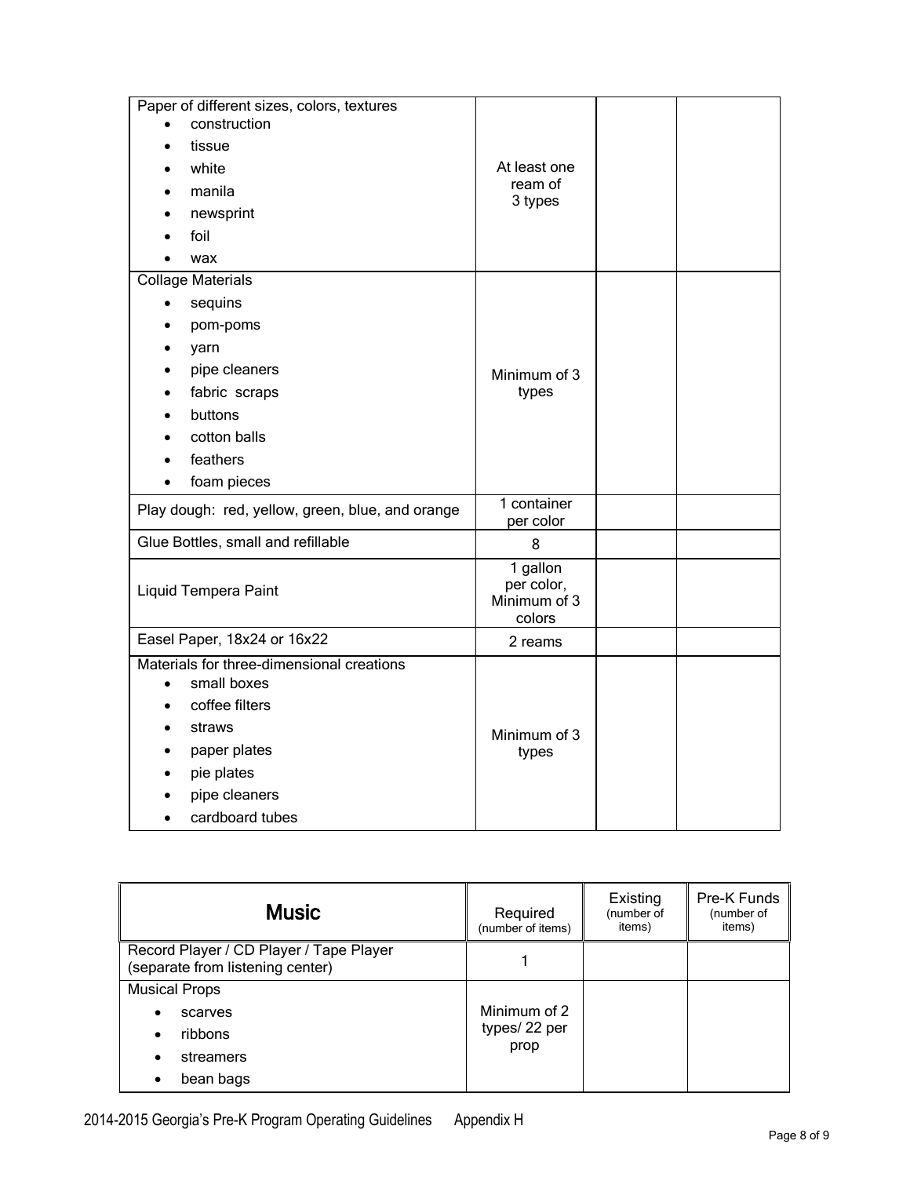| | | | |
|---|---|---|---|
| Paper of different sizes, colors, textures<br>• construction<br>• tissue<br>• white<br>• manila<br>• newsprint<br>• foil<br>• wax | At least one ream of 3 types | | |
| Collage Materials<br>• sequins<br>• pom-poms<br>• yarn<br>• pipe cleaners<br>• fabric scraps<br>• buttons<br>• cotton balls<br>• feathers<br>• foam pieces | Minimum of 3 types | | |
| Play dough: red, yellow, green, blue, and orange | 1 container per color | | |
| Glue Bottles, small and refillable | 8 | | |
| Liquid Tempera Paint | 1 gallon per color, Minimum of 3 colors | | |
| Easel Paper, 18x24 or 16x22 | 2 reams | | |
| Materials for three-dimensional creations<br>• small boxes<br>• coffee filters<br>• straws<br>• paper plates<br>• pie plates<br>• pipe cleaners<br>• cardboard tubes | Minimum of 3 types | | |

| **Music** | Required (number of items) | Existing (number of items) | Pre-K Funds (number of items) |
|---|---|---|---|
| Record Player / CD Player / Tape Player (separate from listening center) | 1 | | |
| Musical Props<br>• scarves<br>• ribbons<br>• streamers<br>• bean bags | Minimum of 2 types/ 22 per prop | | |

2014-2015 Georgia's Pre-K Program Operating Guidelines Appendix H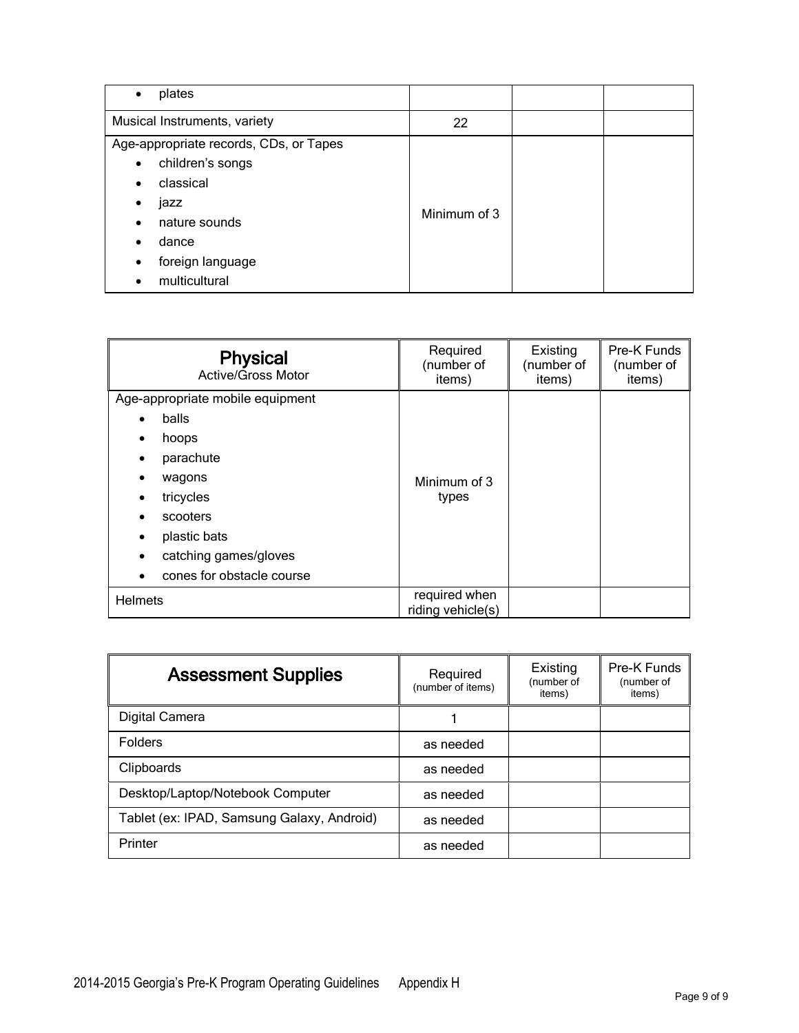| | | | |
|---|---|---|---|
| • plates | | | |
| Musical Instruments, variety | 22 | | |
| Age-appropriate records, CDs, or Tapes<br>• children's songs<br>• classical<br>• jazz<br>• nature sounds<br>• dance<br>• foreign language<br>• multicultural | Minimum of 3 | | |

| **Physical**<br>Active/Gross Motor | Required (number of items) | Existing (number of items) | Pre-K Funds (number of items) |
|---|---|---|---|
| Age-appropriate mobile equipment<br>• balls<br>• hoops<br>• parachute<br>• wagons<br>• tricycles<br>• scooters<br>• plastic bats<br>• catching games/gloves<br>• cones for obstacle course | Minimum of 3 types | | |
| Helmets | required when riding vehicle(s) | | |

| **Assessment Supplies** | Required (number of items) | Existing (number of items) | Pre-K Funds (number of items) |
|---|---|---|---|
| Digital Camera | 1 | | |
| Folders | as needed | | |
| Clipboards | as needed | | |
| Desktop/Laptop/Notebook Computer | as needed | | |
| Tablet (ex: IPAD, Samsung Galaxy, Android) | as needed | | |
| Printer | as needed | | |